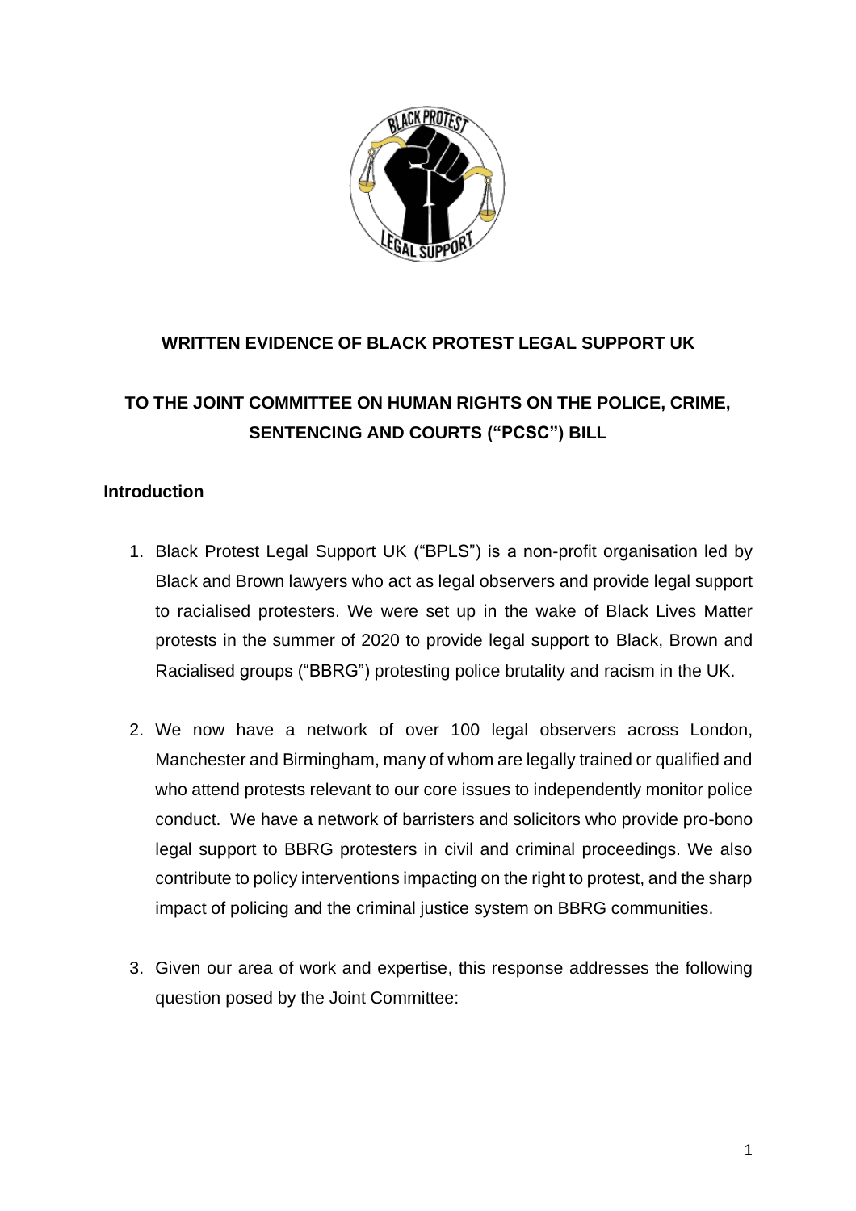**WRITTEN EVIDENCE OF BLACK PROTEST LEGAL SUPPORT UK**

**TO THE JOINT COMMITTEE ON HUMAN RIGHTS ON THE POLICE, CRIME, SENTENCING AND COURTS ("PCSC") BILL**

## Introduction

1. Black Protest Legal Support UK ("BPLS") is a non-profit organisation led by Black and Brown lawyers who act as legal observers and provide legal support to racialised protesters. We were set up in the wake of Black Lives Matter protests in the summer of 2020 to provide legal support to Black, Brown and Racialised groups ("BBRG") protesting police brutality and racism in the UK.

2. We now have a network of over 100 legal observers across London, Manchester and Birmingham, many of whom are legally trained or qualified and who attend protests relevant to our core issues to independently monitor police conduct. We have a network of barristers and solicitors who provide pro-bono legal support to BBRG protesters in civil and criminal proceedings. We also contribute to policy interventions impacting on the right to protest, and the sharp impact of policing and the criminal justice system on BBRG communities.

3. Given our area of work and expertise, this response addresses the following question posed by the Joint Committee: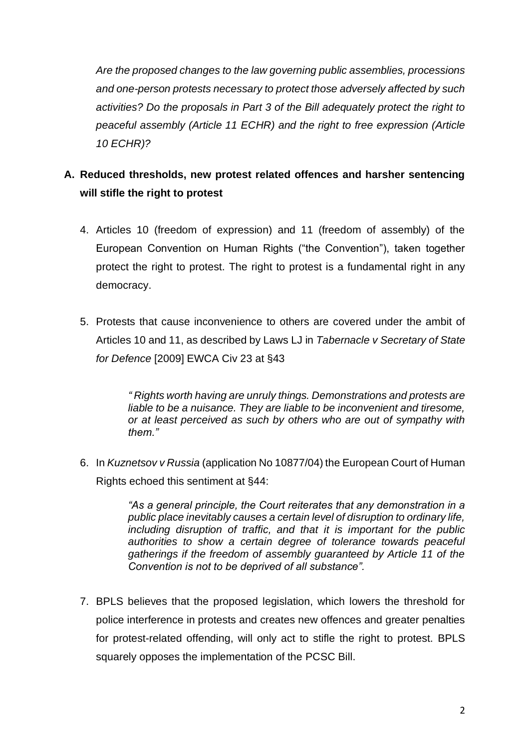*Are the proposed changes to the law governing public assemblies, processions and one-person protests necessary to protect those adversely affected by such activities? Do the proposals in Part 3 of the Bill adequately protect the right to peaceful assembly (Article 11 ECHR) and the right to free expression (Article 10 ECHR)?*

## A. Reduced thresholds, new protest related offences and harsher sentencing will stifle the right to protest

4. Articles 10 (freedom of expression) and 11 (freedom of assembly) of the European Convention on Human Rights ("the Convention"), taken together protect the right to protest. The right to protest is a fundamental right in any democracy.

5. Protests that cause inconvenience to others are covered under the ambit of Articles 10 and 11, as described by Laws LJ in *Tabernacle v Secretary of State for Defence* [2009] EWCA Civ 23 at §43

   > *" Rights worth having are unruly things. Demonstrations and protests are liable to be a nuisance. They are liable to be inconvenient and tiresome, or at least perceived as such by others who are out of sympathy with them."*

6. In *Kuznetsov v Russia* (application No 10877/04) the European Court of Human Rights echoed this sentiment at §44:

   > *"As a general principle, the Court reiterates that any demonstration in a public place inevitably causes a certain level of disruption to ordinary life, including disruption of traffic, and that it is important for the public authorities to show a certain degree of tolerance towards peaceful gatherings if the freedom of assembly guaranteed by Article 11 of the Convention is not to be deprived of all substance".*

7. BPLS believes that the proposed legislation, which lowers the threshold for police interference in protests and creates new offences and greater penalties for protest-related offending, will only act to stifle the right to protest. BPLS squarely opposes the implementation of the PCSC Bill.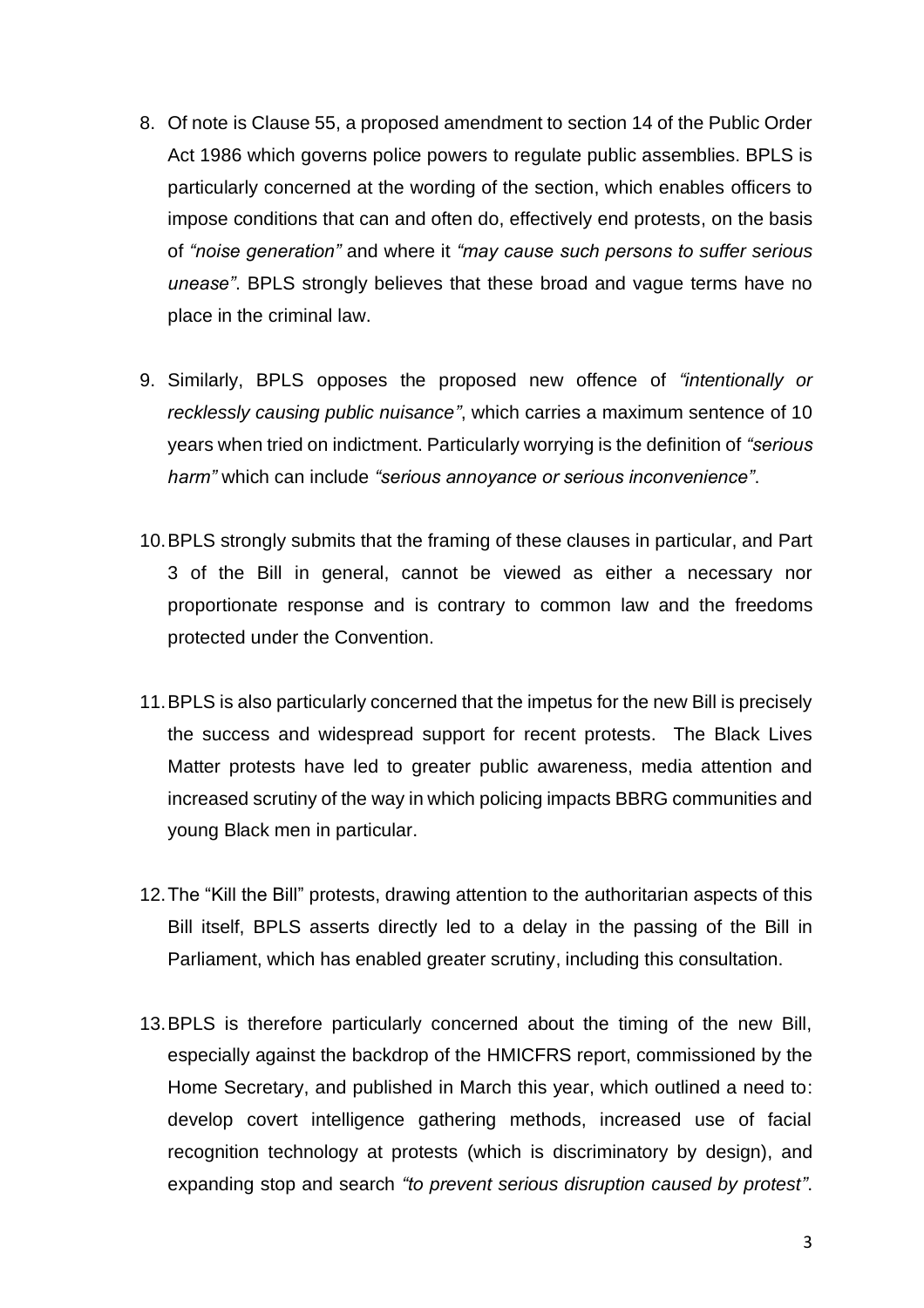8. Of note is Clause 55, a proposed amendment to section 14 of the Public Order Act 1986 which governs police powers to regulate public assemblies. BPLS is particularly concerned at the wording of the section, which enables officers to impose conditions that can and often do, effectively end protests, on the basis of *"noise generation"* and where it *"may cause such persons to suffer serious unease"*. BPLS strongly believes that these broad and vague terms have no place in the criminal law.

9. Similarly, BPLS opposes the proposed new offence of *"intentionally or recklessly causing public nuisance"*, which carries a maximum sentence of 10 years when tried on indictment. Particularly worrying is the definition of *"serious harm"* which can include *"serious annoyance or serious inconvenience"*.

10. BPLS strongly submits that the framing of these clauses in particular, and Part 3 of the Bill in general, cannot be viewed as either a necessary nor proportionate response and is contrary to common law and the freedoms protected under the Convention.

11. BPLS is also particularly concerned that the impetus for the new Bill is precisely the success and widespread support for recent protests. The Black Lives Matter protests have led to greater public awareness, media attention and increased scrutiny of the way in which policing impacts BBRG communities and young Black men in particular.

12. The "Kill the Bill" protests, drawing attention to the authoritarian aspects of this Bill itself, BPLS asserts directly led to a delay in the passing of the Bill in Parliament, which has enabled greater scrutiny, including this consultation.

13. BPLS is therefore particularly concerned about the timing of the new Bill, especially against the backdrop of the HMICFRS report, commissioned by the Home Secretary, and published in March this year, which outlined a need to: develop covert intelligence gathering methods, increased use of facial recognition technology at protests (which is discriminatory by design), and expanding stop and search *"to prevent serious disruption caused by protest"*.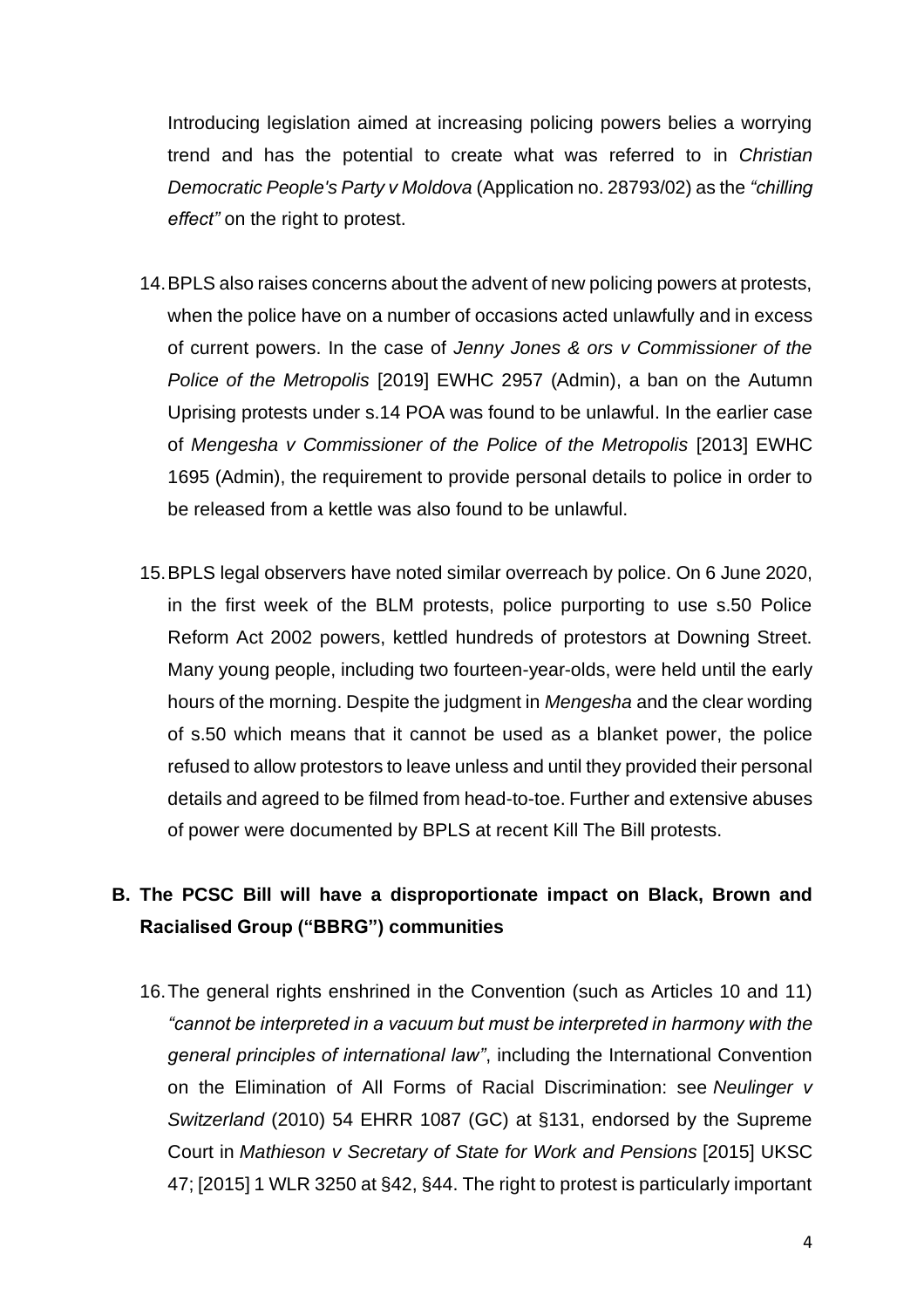Introducing legislation aimed at increasing policing powers belies a worrying trend and has the potential to create what was referred to in *Christian Democratic People's Party v Moldova* (Application no. 28793/02) as the *"chilling effect"* on the right to protest.

14. BPLS also raises concerns about the advent of new policing powers at protests, when the police have on a number of occasions acted unlawfully and in excess of current powers. In the case of *Jenny Jones & ors v Commissioner of the Police of the Metropolis* [2019] EWHC 2957 (Admin), a ban on the Autumn Uprising protests under s.14 POA was found to be unlawful. In the earlier case of *Mengesha v Commissioner of the Police of the Metropolis* [2013] EWHC 1695 (Admin), the requirement to provide personal details to police in order to be released from a kettle was also found to be unlawful.

15. BPLS legal observers have noted similar overreach by police. On 6 June 2020, in the first week of the BLM protests, police purporting to use s.50 Police Reform Act 2002 powers, kettled hundreds of protestors at Downing Street. Many young people, including two fourteen-year-olds, were held until the early hours of the morning. Despite the judgment in *Mengesha* and the clear wording of s.50 which means that it cannot be used as a blanket power, the police refused to allow protestors to leave unless and until they provided their personal details and agreed to be filmed from head-to-toe. Further and extensive abuses of power were documented by BPLS at recent Kill The Bill protests.

## B. The PCSC Bill will have a disproportionate impact on Black, Brown and Racialised Group ("BBRG") communities

16. The general rights enshrined in the Convention (such as Articles 10 and 11) *"cannot be interpreted in a vacuum but must be interpreted in harmony with the general principles of international law"*, including the International Convention on the Elimination of All Forms of Racial Discrimination: see *Neulinger v Switzerland* (2010) 54 EHRR 1087 (GC) at §131, endorsed by the Supreme Court in *Mathieson v Secretary of State for Work and Pensions* [2015] UKSC 47; [2015] 1 WLR 3250 at §42, §44. The right to protest is particularly important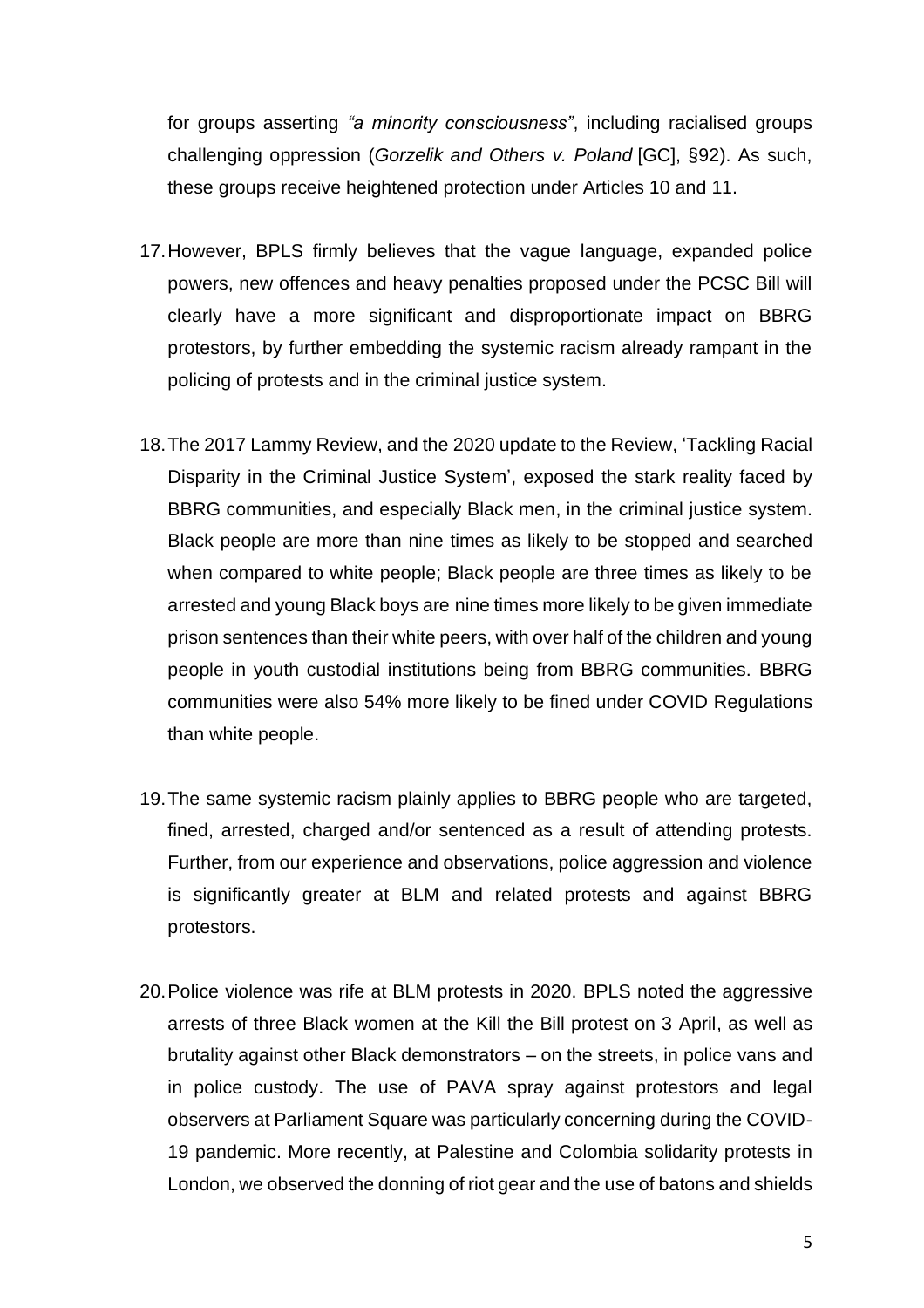for groups asserting *"a minority consciousness"*, including racialised groups challenging oppression (*Gorzelik and Others v. Poland* [GC], §92). As such, these groups receive heightened protection under Articles 10 and 11.

17. However, BPLS firmly believes that the vague language, expanded police powers, new offences and heavy penalties proposed under the PCSC Bill will clearly have a more significant and disproportionate impact on BBRG protestors, by further embedding the systemic racism already rampant in the policing of protests and in the criminal justice system.

18. The 2017 Lammy Review, and the 2020 update to the Review, 'Tackling Racial Disparity in the Criminal Justice System', exposed the stark reality faced by BBRG communities, and especially Black men, in the criminal justice system. Black people are more than nine times as likely to be stopped and searched when compared to white people; Black people are three times as likely to be arrested and young Black boys are nine times more likely to be given immediate prison sentences than their white peers, with over half of the children and young people in youth custodial institutions being from BBRG communities. BBRG communities were also 54% more likely to be fined under COVID Regulations than white people.

19. The same systemic racism plainly applies to BBRG people who are targeted, fined, arrested, charged and/or sentenced as a result of attending protests. Further, from our experience and observations, police aggression and violence is significantly greater at BLM and related protests and against BBRG protestors.

20. Police violence was rife at BLM protests in 2020. BPLS noted the aggressive arrests of three Black women at the Kill the Bill protest on 3 April, as well as brutality against other Black demonstrators – on the streets, in police vans and in police custody. The use of PAVA spray against protestors and legal observers at Parliament Square was particularly concerning during the COVID-19 pandemic. More recently, at Palestine and Colombia solidarity protests in London, we observed the donning of riot gear and the use of batons and shields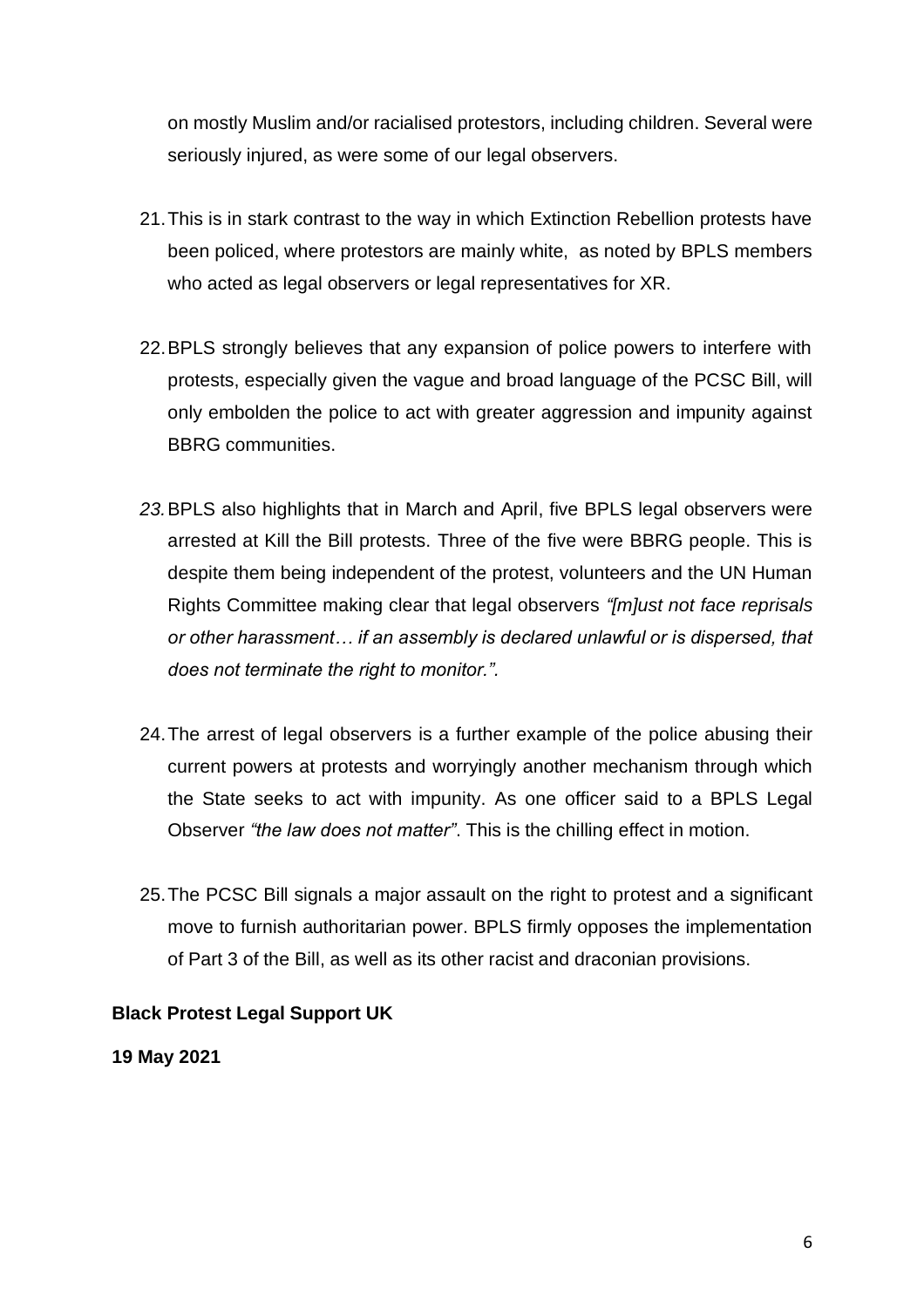on mostly Muslim and/or racialised protestors, including children. Several were seriously injured, as were some of our legal observers.

21. This is in stark contrast to the way in which Extinction Rebellion protests have been policed, where protestors are mainly white, as noted by BPLS members who acted as legal observers or legal representatives for XR.

22. BPLS strongly believes that any expansion of police powers to interfere with protests, especially given the vague and broad language of the PCSC Bill, will only embolden the police to act with greater aggression and impunity against BBRG communities.

23. BPLS also highlights that in March and April, five BPLS legal observers were arrested at Kill the Bill protests. Three of the five were BBRG people. This is despite them being independent of the protest, volunteers and the UN Human Rights Committee making clear that legal observers *"[m]ust not face reprisals or other harassment… if an assembly is declared unlawful or is dispersed, that does not terminate the right to monitor.".*

24. The arrest of legal observers is a further example of the police abusing their current powers at protests and worryingly another mechanism through which the State seeks to act with impunity. As one officer said to a BPLS Legal Observer *"the law does not matter"*. This is the chilling effect in motion.

25. The PCSC Bill signals a major assault on the right to protest and a significant move to furnish authoritarian power. BPLS firmly opposes the implementation of Part 3 of the Bill, as well as its other racist and draconian provisions.

**Black Protest Legal Support UK**

**19 May 2021**